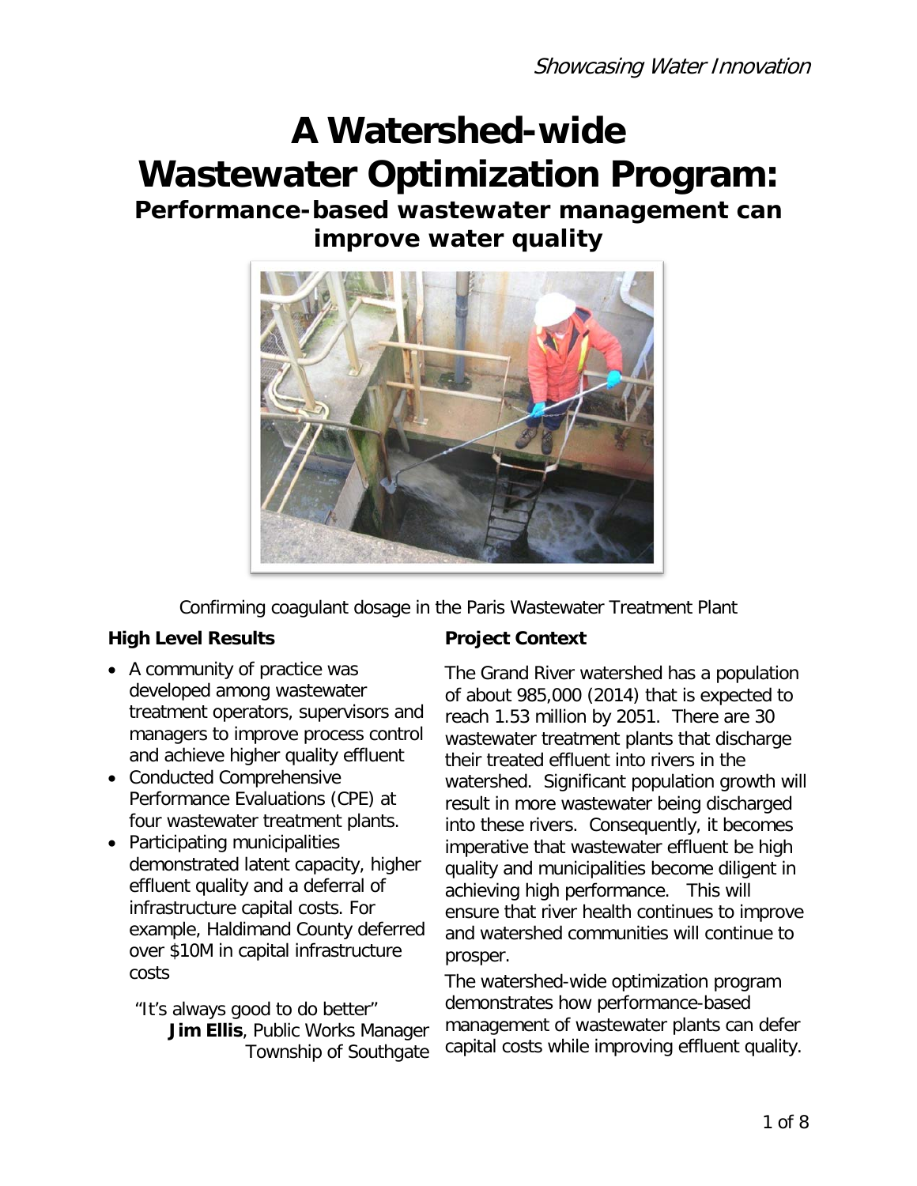*Showcasing Water Innovation*

# A Watershed-wide Wastewater Optimization Program:

## Performance-based wastewater management can improve water quality

Confirming coagulant dosage in the Paris Wastewater Treatment Plant

### High Level Results

- A community of practice was developed among wastewater treatment operators, supervisors and managers to improve process control and achieve higher quality effluent
- Conducted Comprehensive Performance Evaluations (CPE) at four wastewater treatment plants.
- Participating municipalities demonstrated latent capacity, higher effluent quality and a deferral of infrastructure capital costs. For example, Haldimand County deferred over $10M in capital infrastructure costs

"It's always good to do better"
**Jim Ellis**, Public Works Manager
Township of Southgate

### Project Context

The Grand River watershed has a population of about 985,000 (2014) that is expected to reach 1.53 million by 2051. There are 30 wastewater treatment plants that discharge their treated effluent into rivers in the watershed. Significant population growth will result in more wastewater being discharged into these rivers. Consequently, it becomes imperative that wastewater effluent be high quality and municipalities become diligent in achieving high performance. This will ensure that river health continues to improve and watershed communities will continue to prosper.

The watershed-wide optimization program demonstrates how performance-based management of wastewater plants can defer capital costs while improving effluent quality.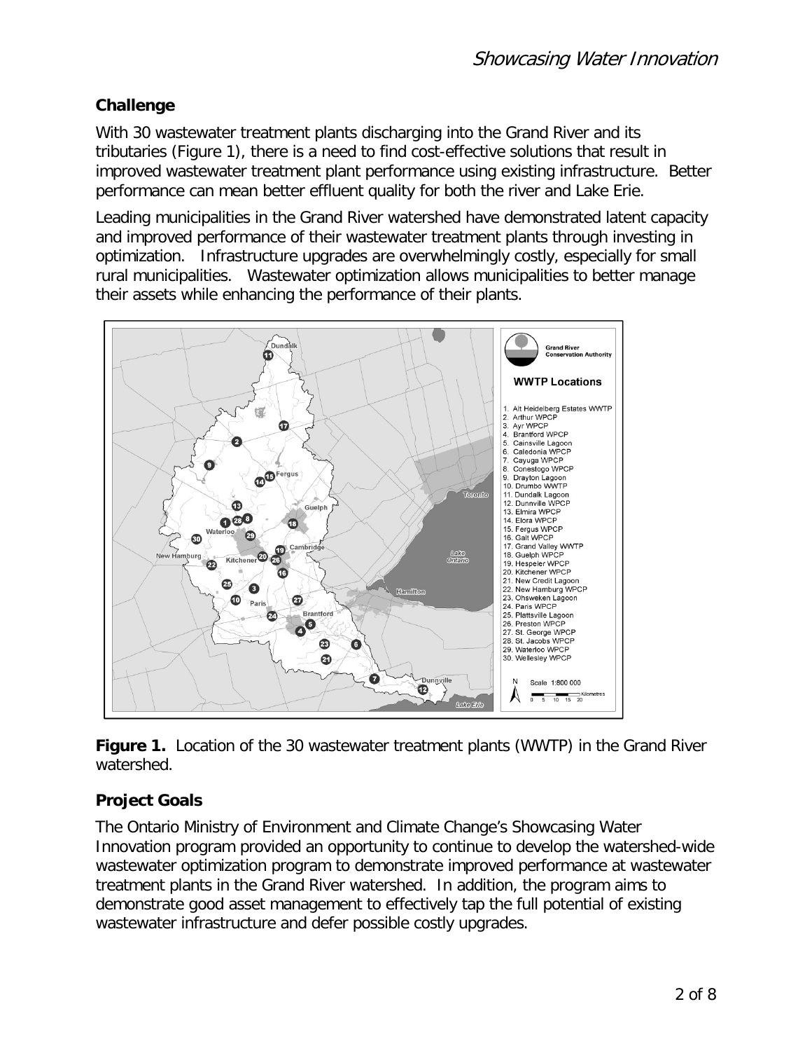## Challenge

With 30 wastewater treatment plants discharging into the Grand River and its tributaries (Figure 1), there is a need to find cost-effective solutions that result in improved wastewater treatment plant performance using existing infrastructure. Better performance can mean better effluent quality for both the river and Lake Erie.

Leading municipalities in the Grand River watershed have demonstrated latent capacity and improved performance of their wastewater treatment plants through investing in optimization. Infrastructure upgrades are overwhelmingly costly, especially for small rural municipalities. Wastewater optimization allows municipalities to better manage their assets while enhancing the performance of their plants.

**Figure 1.** Location of the 30 wastewater treatment plants (WWTP) in the Grand River watershed.

## Project Goals

The Ontario Ministry of Environment and Climate Change's Showcasing Water Innovation program provided an opportunity to continue to develop the watershed-wide wastewater optimization program to demonstrate improved performance at wastewater treatment plants in the Grand River watershed. In addition, the program aims to demonstrate good asset management to effectively tap the full potential of existing wastewater infrastructure and defer possible costly upgrades.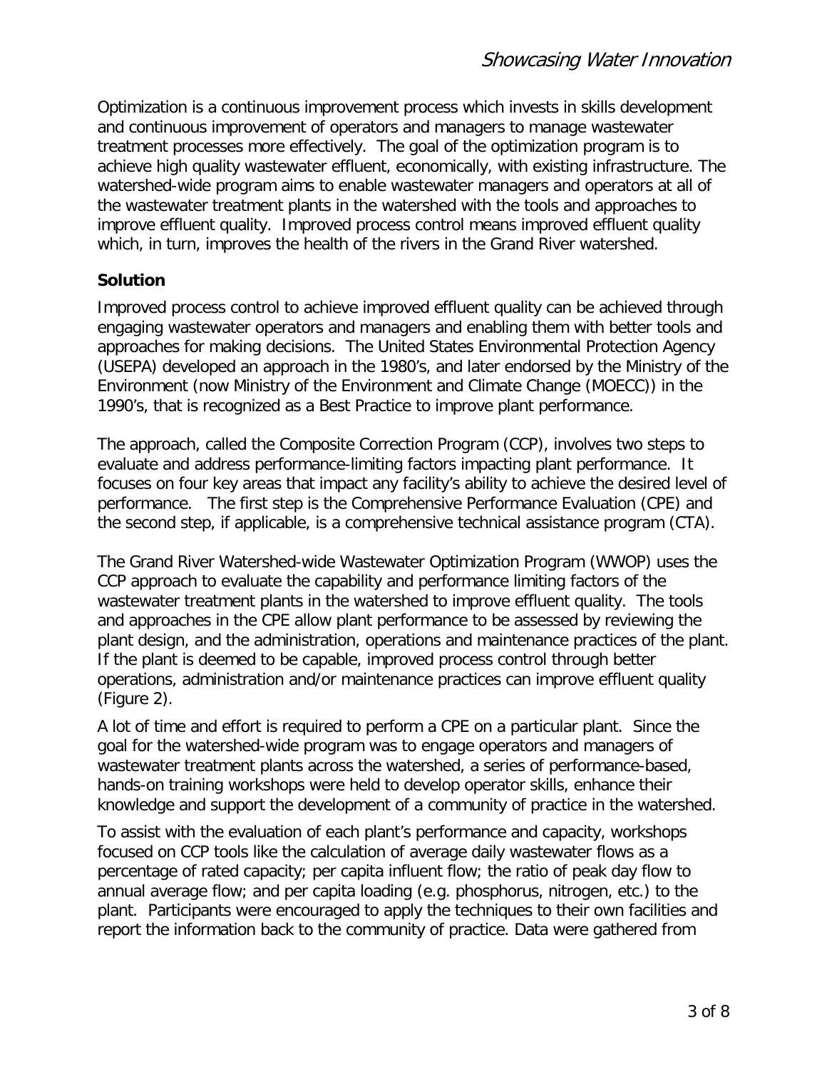Optimization is a continuous improvement process which invests in skills development and continuous improvement of operators and managers to manage wastewater treatment processes more effectively. The goal of the optimization program is to achieve high quality wastewater effluent, economically, with existing infrastructure. The watershed-wide program aims to enable wastewater managers and operators at all of the wastewater treatment plants in the watershed with the tools and approaches to improve effluent quality. Improved process control means improved effluent quality which, in turn, improves the health of the rivers in the Grand River watershed.

### Solution

Improved process control to achieve improved effluent quality can be achieved through engaging wastewater operators and managers and enabling them with better tools and approaches for making decisions. The United States Environmental Protection Agency (USEPA) developed an approach in the 1980's, and later endorsed by the Ministry of the Environment (now Ministry of the Environment and Climate Change (MOECC)) in the 1990's, that is recognized as a Best Practice to improve plant performance.

The approach, called the Composite Correction Program (CCP), involves two steps to evaluate and address performance-limiting factors impacting plant performance. It focuses on four key areas that impact any facility's ability to achieve the desired level of performance. The first step is the Comprehensive Performance Evaluation (CPE) and the second step, if applicable, is a comprehensive technical assistance program (CTA).

The Grand River Watershed-wide Wastewater Optimization Program (WWOP) uses the CCP approach to evaluate the capability and performance limiting factors of the wastewater treatment plants in the watershed to improve effluent quality. The tools and approaches in the CPE allow plant performance to be assessed by reviewing the plant design, and the administration, operations and maintenance practices of the plant. If the plant is deemed to be capable, improved process control through better operations, administration and/or maintenance practices can improve effluent quality (Figure 2).

A lot of time and effort is required to perform a CPE on a particular plant. Since the goal for the watershed-wide program was to engage operators and managers of wastewater treatment plants across the watershed, a series of performance-based, hands-on training workshops were held to develop operator skills, enhance their knowledge and support the development of a community of practice in the watershed.

To assist with the evaluation of each plant's performance and capacity, workshops focused on CCP tools like the calculation of average daily wastewater flows as a percentage of rated capacity; per capita influent flow; the ratio of peak day flow to annual average flow; and per capita loading (e.g. phosphorus, nitrogen, etc.) to the plant. Participants were encouraged to apply the techniques to their own facilities and report the information back to the community of practice. Data were gathered from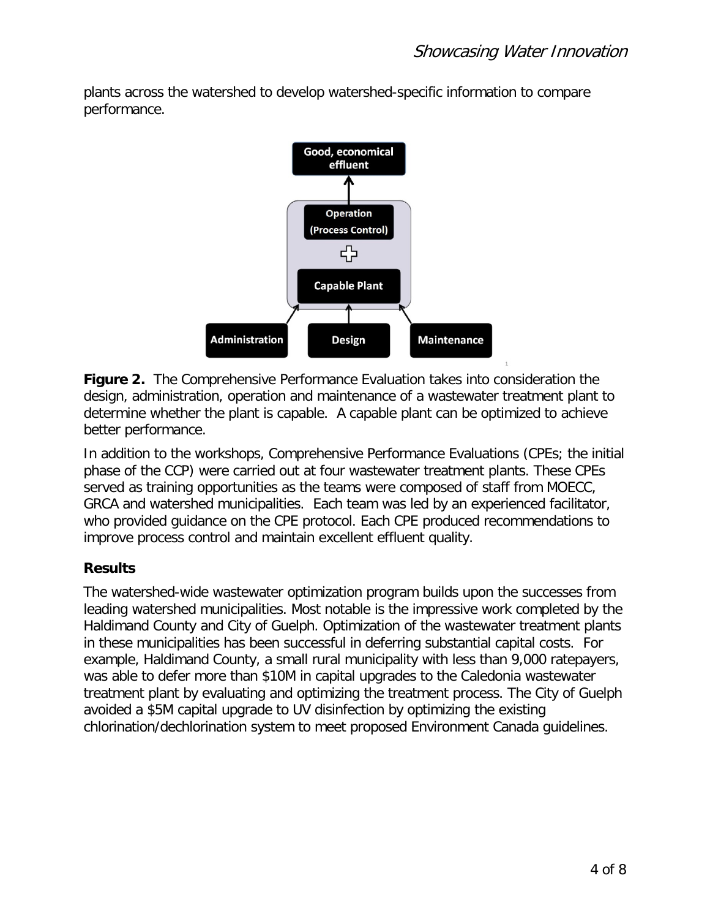plants across the watershed to develop watershed-specific information to compare performance.

**Figure 2.** The Comprehensive Performance Evaluation takes into consideration the design, administration, operation and maintenance of a wastewater treatment plant to determine whether the plant is capable. A capable plant can be optimized to achieve better performance.

In addition to the workshops, Comprehensive Performance Evaluations (CPEs; the initial phase of the CCP) were carried out at four wastewater treatment plants. These CPEs served as training opportunities as the teams were composed of staff from MOECC, GRCA and watershed municipalities. Each team was led by an experienced facilitator, who provided guidance on the CPE protocol. Each CPE produced recommendations to improve process control and maintain excellent effluent quality.

## Results

The watershed-wide wastewater optimization program builds upon the successes from leading watershed municipalities. Most notable is the impressive work completed by the Haldimand County and City of Guelph. Optimization of the wastewater treatment plants in these municipalities has been successful in deferring substantial capital costs. For example, Haldimand County, a small rural municipality with less than 9,000 ratepayers, was able to defer more than $10M in capital upgrades to the Caledonia wastewater treatment plant by evaluating and optimizing the treatment process. The City of Guelph avoided a $5M capital upgrade to UV disinfection by optimizing the existing chlorination/dechlorination system to meet proposed Environment Canada guidelines.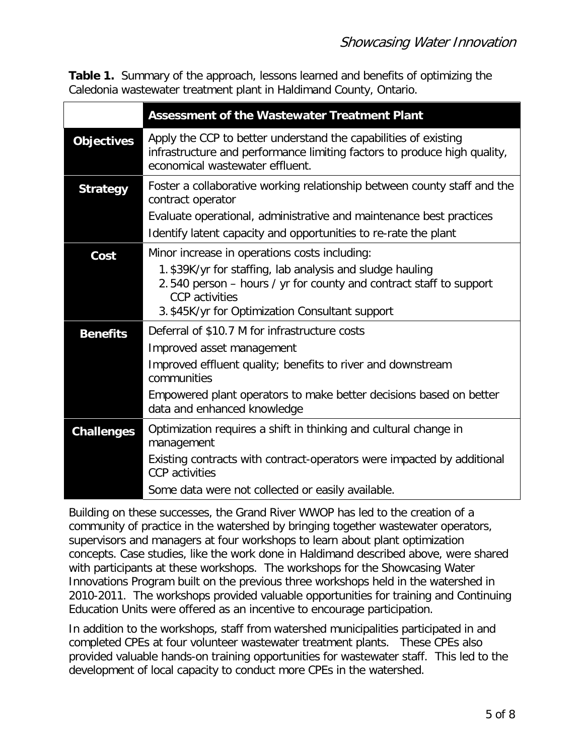**Table 1.** Summary of the approach, lessons learned and benefits of optimizing the Caledonia wastewater treatment plant in Haldimand County, Ontario.

| | **Assessment of the Wastewater Treatment Plant** |
|---|---|
| **Objectives** | Apply the CCP to better understand the capabilities of existing infrastructure and performance limiting factors to produce high quality, economical wastewater effluent. |
| **Strategy** | Foster a collaborative working relationship between county staff and the contract operator<br>Evaluate operational, administrative and maintenance best practices<br>Identify latent capacity and opportunities to re-rate the plant |
| **Cost** | Minor increase in operations costs including:<br>1. \$39K/yr for staffing, lab analysis and sludge hauling<br>2. 540 person – hours / yr for county and contract staff to support CCP activities<br>3. \$45K/yr for Optimization Consultant support |
| **Benefits** | Deferral of \$10.7 M for infrastructure costs<br>Improved asset management<br>Improved effluent quality; benefits to river and downstream communities<br>Empowered plant operators to make better decisions based on better data and enhanced knowledge |
| **Challenges** | Optimization requires a shift in thinking and cultural change in management<br>Existing contracts with contract-operators were impacted by additional CCP activities<br>Some data were not collected or easily available. |

Building on these successes, the Grand River WWOP has led to the creation of a community of practice in the watershed by bringing together wastewater operators, supervisors and managers at four workshops to learn about plant optimization concepts. Case studies, like the work done in Haldimand described above, were shared with participants at these workshops. The workshops for the Showcasing Water Innovations Program built on the previous three workshops held in the watershed in 2010-2011. The workshops provided valuable opportunities for training and Continuing Education Units were offered as an incentive to encourage participation.

In addition to the workshops, staff from watershed municipalities participated in and completed CPEs at four volunteer wastewater treatment plants. These CPEs also provided valuable hands-on training opportunities for wastewater staff. This led to the development of local capacity to conduct more CPEs in the watershed.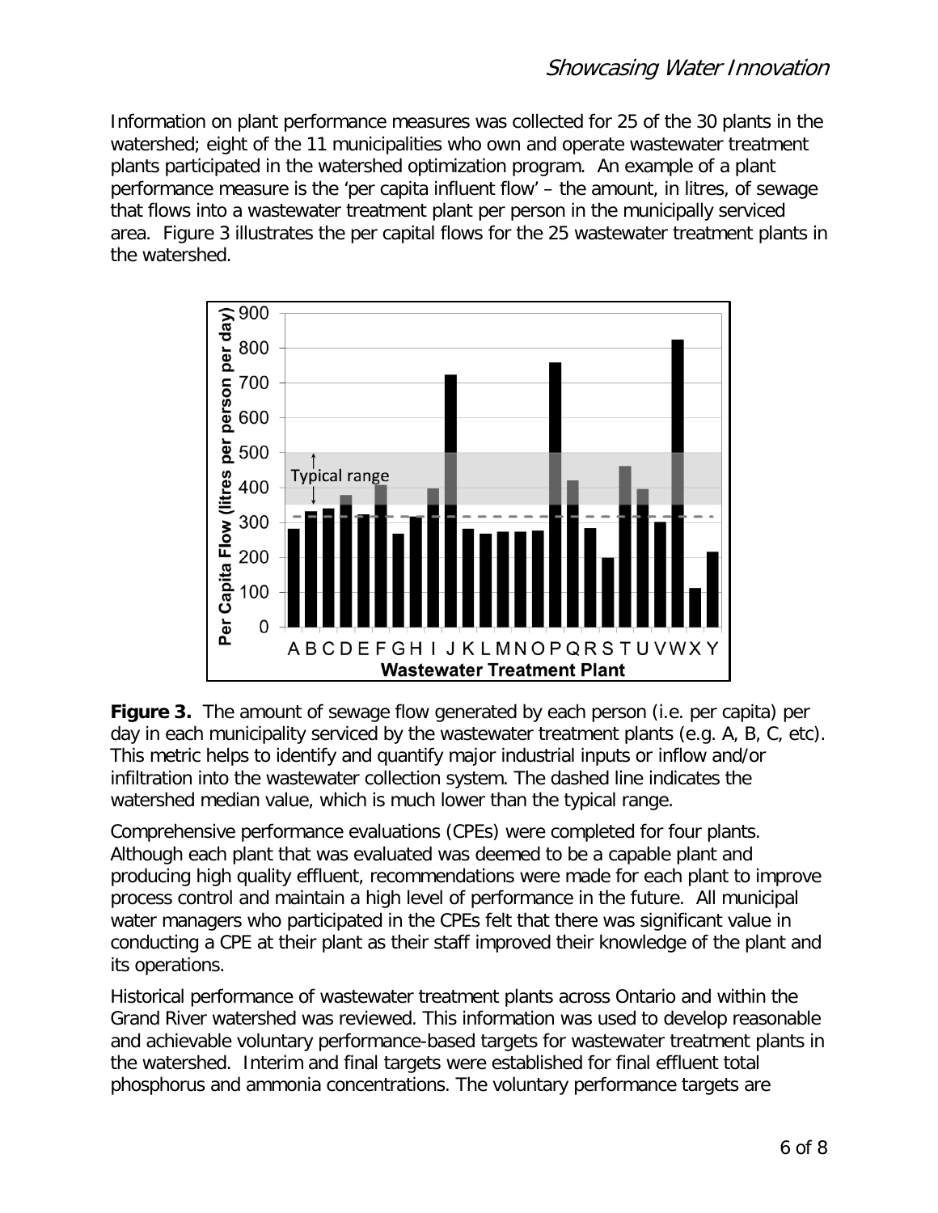Information on plant performance measures was collected for 25 of the 30 plants in the watershed; eight of the 11 municipalities who own and operate wastewater treatment plants participated in the watershed optimization program. An example of a plant performance measure is the 'per capita influent flow' – the amount, in litres, of sewage that flows into a wastewater treatment plant per person in the municipally serviced area. Figure 3 illustrates the per capital flows for the 25 wastewater treatment plants in the watershed.

**Figure 3.** The amount of sewage flow generated by each person (i.e. per capita) per day in each municipality serviced by the wastewater treatment plants (e.g. A, B, C, etc). This metric helps to identify and quantify major industrial inputs or inflow and/or infiltration into the wastewater collection system. The dashed line indicates the watershed median value, which is much lower than the typical range.

Comprehensive performance evaluations (CPEs) were completed for four plants. Although each plant that was evaluated was deemed to be a capable plant and producing high quality effluent, recommendations were made for each plant to improve process control and maintain a high level of performance in the future. All municipal water managers who participated in the CPEs felt that there was significant value in conducting a CPE at their plant as their staff improved their knowledge of the plant and its operations.

Historical performance of wastewater treatment plants across Ontario and within the Grand River watershed was reviewed. This information was used to develop reasonable and achievable voluntary performance-based targets for wastewater treatment plants in the watershed. Interim and final targets were established for final effluent total phosphorus and ammonia concentrations. The voluntary performance targets are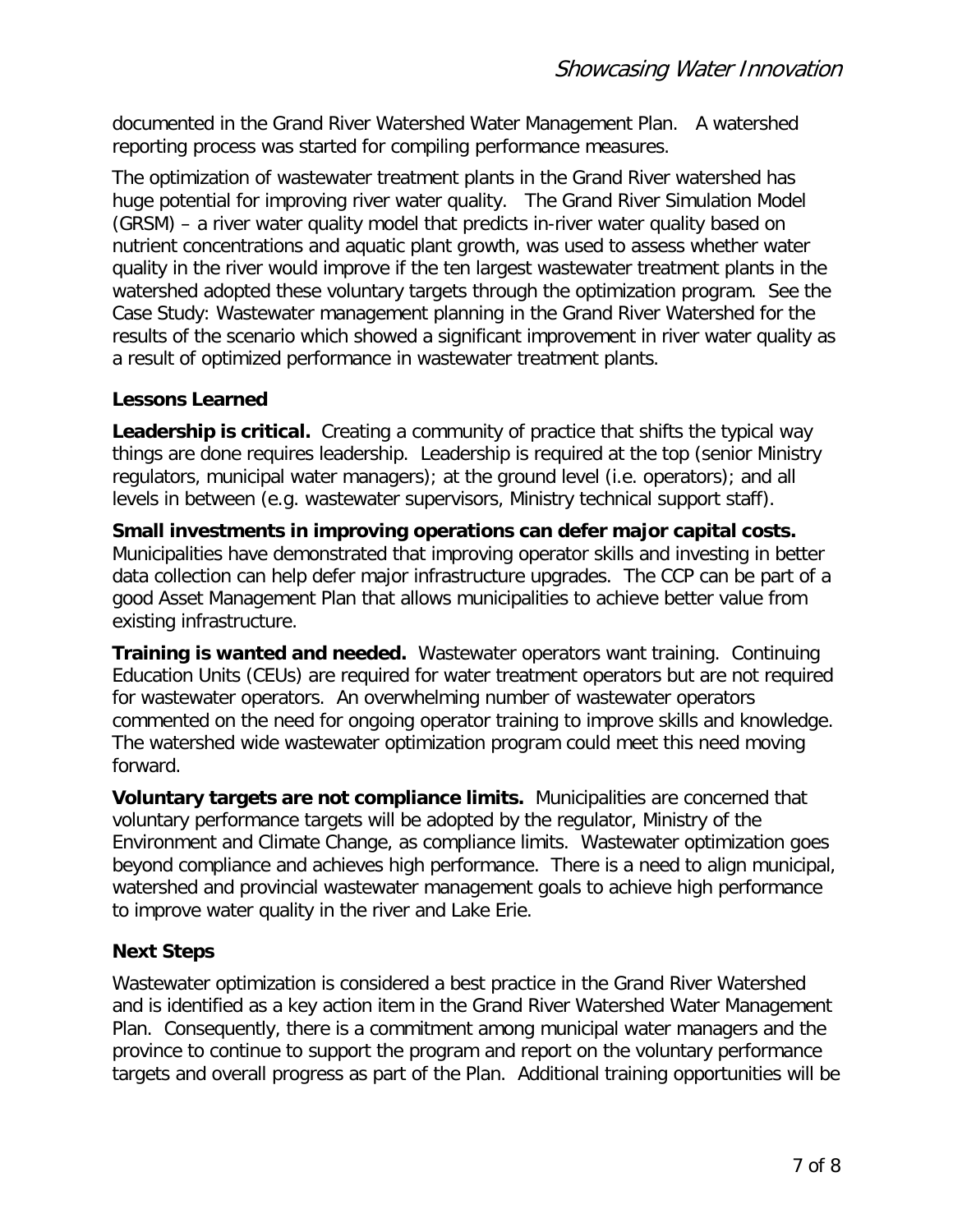documented in the Grand River Watershed Water Management Plan. A watershed reporting process was started for compiling performance measures.

The optimization of wastewater treatment plants in the Grand River watershed has huge potential for improving river water quality. The Grand River Simulation Model (GRSM) – a river water quality model that predicts in-river water quality based on nutrient concentrations and aquatic plant growth, was used to assess whether water quality in the river would improve if the ten largest wastewater treatment plants in the watershed adopted these voluntary targets through the optimization program. See the Case Study: Wastewater management planning in the Grand River Watershed for the results of the scenario which showed a significant improvement in river water quality as a result of optimized performance in wastewater treatment plants.

### Lessons Learned

**Leadership is critical.** Creating a community of practice that shifts the typical way things are done requires leadership. Leadership is required at the top (senior Ministry regulators, municipal water managers); at the ground level (i.e. operators); and all levels in between (e.g. wastewater supervisors, Ministry technical support staff).

**Small investments in improving operations can defer major capital costs.** Municipalities have demonstrated that improving operator skills and investing in better data collection can help defer major infrastructure upgrades. The CCP can be part of a good Asset Management Plan that allows municipalities to achieve better value from existing infrastructure.

**Training is wanted and needed.** Wastewater operators want training. Continuing Education Units (CEUs) are required for water treatment operators but are not required for wastewater operators. An overwhelming number of wastewater operators commented on the need for ongoing operator training to improve skills and knowledge. The watershed wide wastewater optimization program could meet this need moving forward.

**Voluntary targets are not compliance limits.** Municipalities are concerned that voluntary performance targets will be adopted by the regulator, Ministry of the Environment and Climate Change, as compliance limits. Wastewater optimization goes beyond compliance and achieves high performance. There is a need to align municipal, watershed and provincial wastewater management goals to achieve high performance to improve water quality in the river and Lake Erie.

### Next Steps

Wastewater optimization is considered a best practice in the Grand River Watershed and is identified as a key action item in the Grand River Watershed Water Management Plan. Consequently, there is a commitment among municipal water managers and the province to continue to support the program and report on the voluntary performance targets and overall progress as part of the Plan. Additional training opportunities will be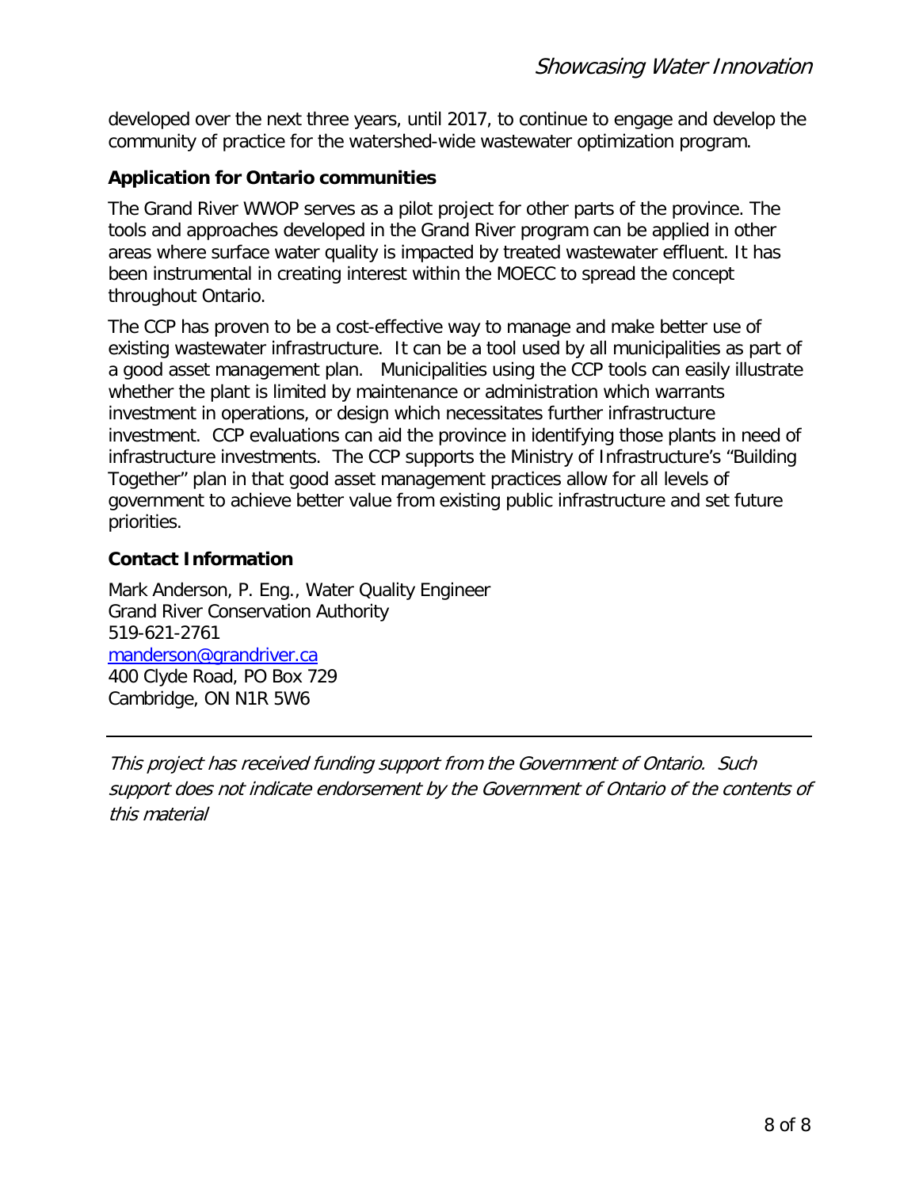developed over the next three years, until 2017, to continue to engage and develop the community of practice for the watershed-wide wastewater optimization program.

### Application for Ontario communities

The Grand River WWOP serves as a pilot project for other parts of the province. The tools and approaches developed in the Grand River program can be applied in other areas where surface water quality is impacted by treated wastewater effluent. It has been instrumental in creating interest within the MOECC to spread the concept throughout Ontario.

The CCP has proven to be a cost-effective way to manage and make better use of existing wastewater infrastructure. It can be a tool used by all municipalities as part of a good asset management plan. Municipalities using the CCP tools can easily illustrate whether the plant is limited by maintenance or administration which warrants investment in operations, or design which necessitates further infrastructure investment. CCP evaluations can aid the province in identifying those plants in need of infrastructure investments. The CCP supports the Ministry of Infrastructure's "Building Together" plan in that good asset management practices allow for all levels of government to achieve better value from existing public infrastructure and set future priorities.

### Contact Information

Mark Anderson, P. Eng., Water Quality Engineer
Grand River Conservation Authority
519-621-2761
manderson@grandriver.ca
400 Clyde Road, PO Box 729
Cambridge, ON N1R 5W6

---

*This project has received funding support from the Government of Ontario. Such support does not indicate endorsement by the Government of Ontario of the contents of this material*